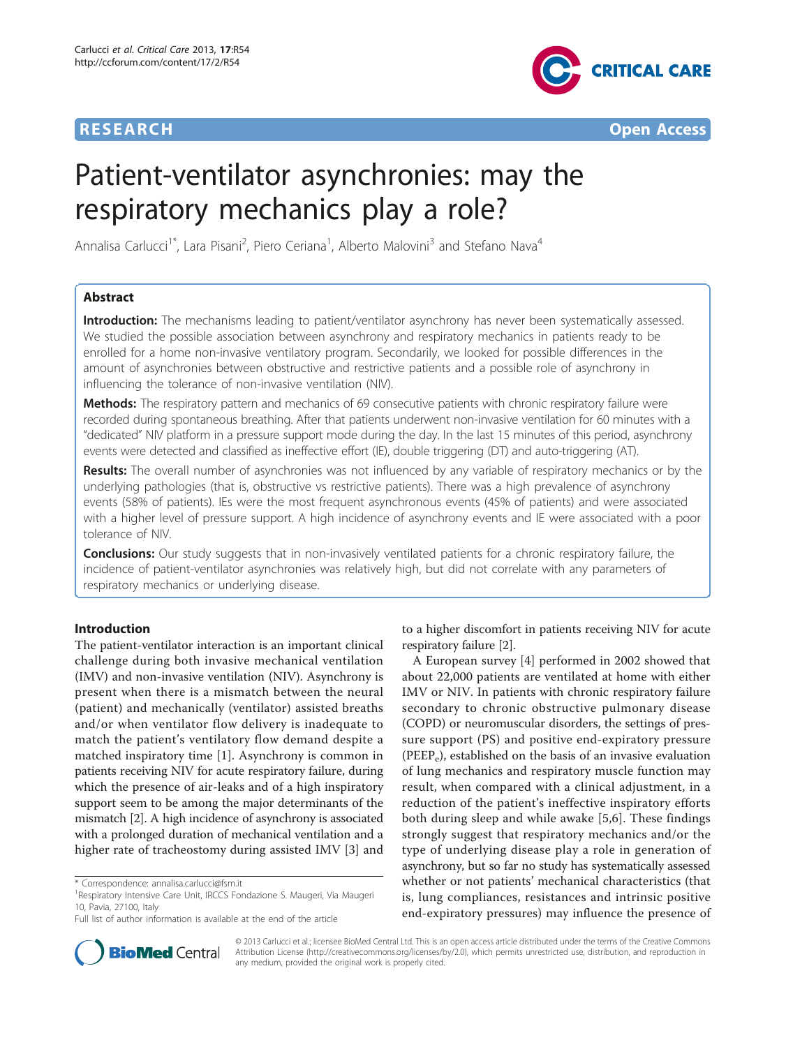RESEARCH Open Access

# Patient-ventilator asynchronies: may the respiratory mechanics play a role?

Annalisa Carlucci[1*], Lara Pisani[2], Piero Ceriana[1], Alberto Malovini[3] and Stefano Nava[4]

## Abstract

**Introduction:** The mechanisms leading to patient/ventilator asynchrony has never been systematically assessed. We studied the possible association between asynchrony and respiratory mechanics in patients ready to be enrolled for a home non-invasive ventilatory program. Secondarily, we looked for possible differences in the amount of asynchronies between obstructive and restrictive patients and a possible role of asynchrony in influencing the tolerance of non-invasive ventilation (NIV).

**Methods:** The respiratory pattern and mechanics of 69 consecutive patients with chronic respiratory failure were recorded during spontaneous breathing. After that patients underwent non-invasive ventilation for 60 minutes with a "dedicated" NIV platform in a pressure support mode during the day. In the last 15 minutes of this period, asynchrony events were detected and classified as ineffective effort (IE), double triggering (DT) and auto-triggering (AT).

**Results:** The overall number of asynchronies was not influenced by any variable of respiratory mechanics or by the underlying pathologies (that is, obstructive vs restrictive patients). There was a high prevalence of asynchrony events (58% of patients). IEs were the most frequent asynchronous events (45% of patients) and were associated with a higher level of pressure support. A high incidence of asynchrony events and IE were associated with a poor tolerance of NIV.

**Conclusions:** Our study suggests that in non-invasively ventilated patients for a chronic respiratory failure, the incidence of patient-ventilator asynchronies was relatively high, but did not correlate with any parameters of respiratory mechanics or underlying disease.

## Introduction

The patient-ventilator interaction is an important clinical challenge during both invasive mechanical ventilation (IMV) and non-invasive ventilation (NIV). Asynchrony is present when there is a mismatch between the neural (patient) and mechanically (ventilator) assisted breaths and/or when ventilator flow delivery is inadequate to match the patient's ventilatory flow demand despite a matched inspiratory time [1]. Asynchrony is common in patients receiving NIV for acute respiratory failure, during which the presence of air-leaks and of a high inspiratory support seem to be among the major determinants of the mismatch [2]. A high incidence of asynchrony is associated with a prolonged duration of mechanical ventilation and a higher rate of tracheostomy during assisted IMV [3] and to a higher discomfort in patients receiving NIV for acute respiratory failure [2].

A European survey [4] performed in 2002 showed that about 22,000 patients are ventilated at home with either IMV or NIV. In patients with chronic respiratory failure secondary to chronic obstructive pulmonary disease (COPD) or neuromuscular disorders, the settings of pressure support (PS) and positive end-expiratory pressure ($PEEP_e$), established on the basis of an invasive evaluation of lung mechanics and respiratory muscle function may result, when compared with a clinical adjustment, in a reduction of the patient's ineffective inspiratory efforts both during sleep and while awake [5,6]. These findings strongly suggest that respiratory mechanics and/or the type of underlying disease play a role in generation of asynchrony, but so far no study has systematically assessed whether or not patients' mechanical characteristics (that is, lung compliances, resistances and intrinsic positive end-expiratory pressures) may influence the presence of

\* Correspondence: annalisa.carlucci@fsm.it
[1]Respiratory Intensive Care Unit, IRCCS Fondazione S. Maugeri, Via Maugeri 10, Pavia, 27100, Italy
Full list of author information is available at the end of the article

© 2013 Carlucci et al.; licensee BioMed Central Ltd. This is an open access article distributed under the terms of the Creative Commons Attribution License (http://creativecommons.org/licenses/by/2.0), which permits unrestricted use, distribution, and reproduction in any medium, provided the original work is properly cited.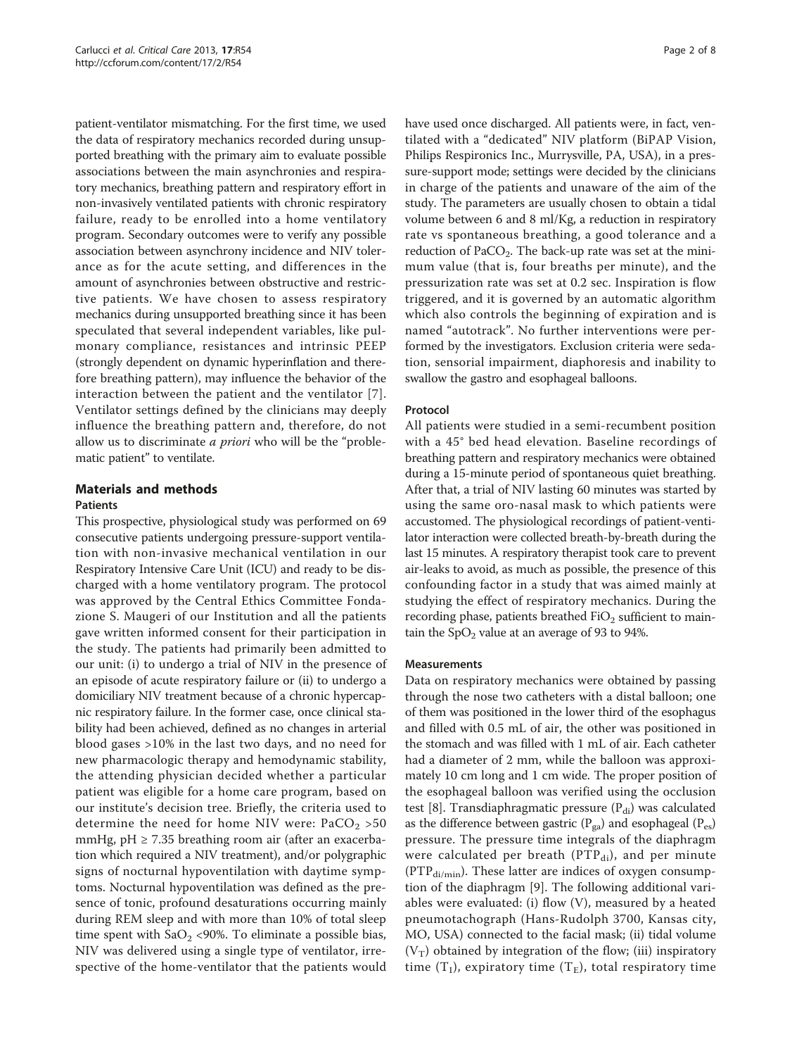patient-ventilator mismatching. For the first time, we used the data of respiratory mechanics recorded during unsupported breathing with the primary aim to evaluate possible associations between the main asynchronies and respiratory mechanics, breathing pattern and respiratory effort in non-invasively ventilated patients with chronic respiratory failure, ready to be enrolled into a home ventilatory program. Secondary outcomes were to verify any possible association between asynchrony incidence and NIV tolerance as for the acute setting, and differences in the amount of asynchronies between obstructive and restrictive patients. We have chosen to assess respiratory mechanics during unsupported breathing since it has been speculated that several independent variables, like pulmonary compliance, resistances and intrinsic PEEP (strongly dependent on dynamic hyperinflation and therefore breathing pattern), may influence the behavior of the interaction between the patient and the ventilator [7]. Ventilator settings defined by the clinicians may deeply influence the breathing pattern and, therefore, do not allow us to discriminate *a priori* who will be the "problematic patient" to ventilate.

## Materials and methods

### Patients

This prospective, physiological study was performed on 69 consecutive patients undergoing pressure-support ventilation with non-invasive mechanical ventilation in our Respiratory Intensive Care Unit (ICU) and ready to be discharged with a home ventilatory program. The protocol was approved by the Central Ethics Committee Fondazione S. Maugeri of our Institution and all the patients gave written informed consent for their participation in the study. The patients had primarily been admitted to our unit: (i) to undergo a trial of NIV in the presence of an episode of acute respiratory failure or (ii) to undergo a domiciliary NIV treatment because of a chronic hypercapnic respiratory failure. In the former case, once clinical stability had been achieved, defined as no changes in arterial blood gases >10% in the last two days, and no need for new pharmacologic therapy and hemodynamic stability, the attending physician decided whether a particular patient was eligible for a home care program, based on our institute's decision tree. Briefly, the criteria used to determine the need for home NIV were: $PaCO_2$ >50 mmHg, pH ≥ 7.35 breathing room air (after an exacerbation which required a NIV treatment), and/or polygraphic signs of nocturnal hypoventilation with daytime symptoms. Nocturnal hypoventilation was defined as the presence of tonic, profound desaturations occurring mainly during REM sleep and with more than 10% of total sleep time spent with $SaO_2$ <90%. To eliminate a possible bias, NIV was delivered using a single type of ventilator, irrespective of the home-ventilator that the patients would have used once discharged. All patients were, in fact, ventilated with a "dedicated" NIV platform (BiPAP Vision, Philips Respironics Inc., Murrysville, PA, USA), in a pressure-support mode; settings were decided by the clinicians in charge of the patients and unaware of the aim of the study. The parameters are usually chosen to obtain a tidal volume between 6 and 8 ml/Kg, a reduction in respiratory rate vs spontaneous breathing, a good tolerance and a reduction of $PaCO_2$. The back-up rate was set at the minimum value (that is, four breaths per minute), and the pressurization rate was set at 0.2 sec. Inspiration is flow triggered, and it is governed by an automatic algorithm which also controls the beginning of expiration and is named "autotrack". No further interventions were performed by the investigators. Exclusion criteria were sedation, sensorial impairment, diaphoresis and inability to swallow the gastro and esophageal balloons.

### Protocol

All patients were studied in a semi-recumbent position with a 45° bed head elevation. Baseline recordings of breathing pattern and respiratory mechanics were obtained during a 15-minute period of spontaneous quiet breathing. After that, a trial of NIV lasting 60 minutes was started by using the same oro-nasal mask to which patients were accustomed. The physiological recordings of patient-ventilator interaction were collected breath-by-breath during the last 15 minutes. A respiratory therapist took care to prevent air-leaks to avoid, as much as possible, the presence of this confounding factor in a study that was aimed mainly at studying the effect of respiratory mechanics. During the recording phase, patients breathed $FiO_2$ sufficient to maintain the $SpO_2$ value at an average of 93 to 94%.

### Measurements

Data on respiratory mechanics were obtained by passing through the nose two catheters with a distal balloon; one of them was positioned in the lower third of the esophagus and filled with 0.5 mL of air, the other was positioned in the stomach and was filled with 1 mL of air. Each catheter had a diameter of 2 mm, while the balloon was approximately 10 cm long and 1 cm wide. The proper position of the esophageal balloon was verified using the occlusion test [8]. Transdiaphragmatic pressure ($P_{di}$) was calculated as the difference between gastric ($P_{ga}$) and esophageal ($P_{es}$) pressure. The pressure time integrals of the diaphragm were calculated per breath ($PTP_{di}$), and per minute ($PTP_{di/min}$). These latter are indices of oxygen consumption of the diaphragm [9]. The following additional variables were evaluated: (i) flow (V), measured by a heated pneumotachograph (Hans-Rudolph 3700, Kansas city, MO, USA) connected to the facial mask; (ii) tidal volume ($V_T$) obtained by integration of the flow; (iii) inspiratory time ($T_I$), expiratory time ($T_E$), total respiratory time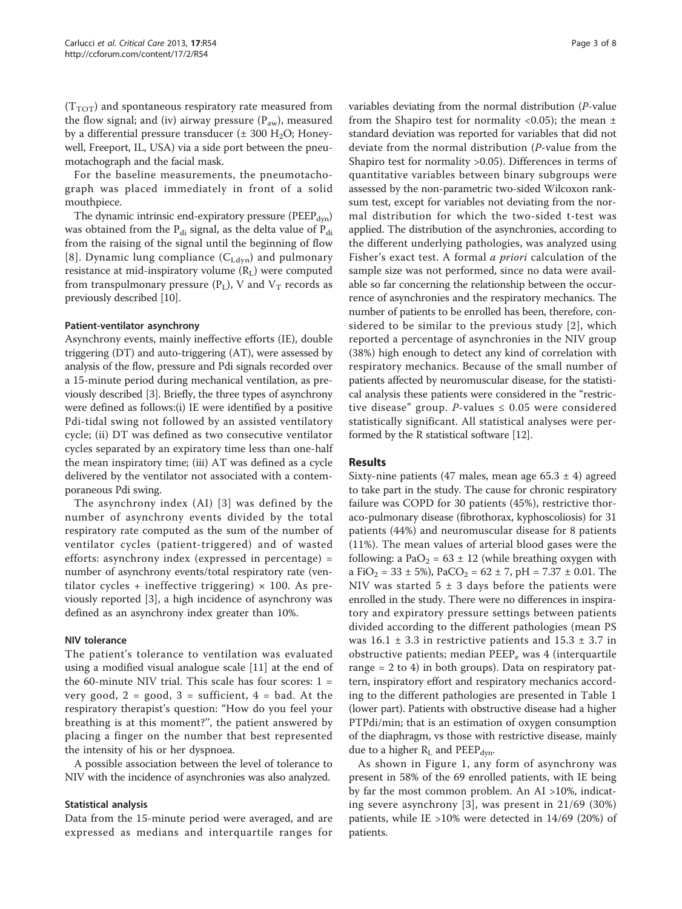($T_{TOT}$) and spontaneous respiratory rate measured from the flow signal; and (iv) airway pressure ($P_{aw}$), measured by a differential pressure transducer (± 300 $H_2O$; Honeywell, Freeport, IL, USA) via a side port between the pneumotachograph and the facial mask.

For the baseline measurements, the pneumotachograph was placed immediately in front of a solid mouthpiece.

The dynamic intrinsic end-expiratory pressure ($PEEP_{dyn}$) was obtained from the $P_{di}$ signal, as the delta value of $P_{di}$ from the raising of the signal until the beginning of flow [8]. Dynamic lung compliance ($C_{Ldyn}$) and pulmonary resistance at mid-inspiratory volume ($R_L$) were computed from transpulmonary pressure ($P_L$), V and $V_T$ records as previously described [10].

#### Patient-ventilator asynchrony

Asynchrony events, mainly ineffective efforts (IE), double triggering (DT) and auto-triggering (AT), were assessed by analysis of the flow, pressure and Pdi signals recorded over a 15-minute period during mechanical ventilation, as previously described [3]. Briefly, the three types of asynchrony were defined as follows:(i) IE were identified by a positive Pdi-tidal swing not followed by an assisted ventilatory cycle; (ii) DT was defined as two consecutive ventilator cycles separated by an expiratory time less than one-half the mean inspiratory time; (iii) AT was defined as a cycle delivered by the ventilator not associated with a contemporaneous Pdi swing.

The asynchrony index (AI) [3] was defined by the number of asynchrony events divided by the total respiratory rate computed as the sum of the number of ventilator cycles (patient-triggered) and of wasted efforts: asynchrony index (expressed in percentage) = number of asynchrony events/total respiratory rate (ventilator cycles + ineffective triggering) × 100. As previously reported [3], a high incidence of asynchrony was defined as an asynchrony index greater than 10%.

#### NIV tolerance

The patient's tolerance to ventilation was evaluated using a modified visual analogue scale [11] at the end of the 60-minute NIV trial. This scale has four scores: 1 = very good, 2 = good, 3 = sufficient, 4 = bad. At the respiratory therapist's question: "How do you feel your breathing is at this moment?'', the patient answered by placing a finger on the number that best represented the intensity of his or her dyspnoea.

A possible association between the level of tolerance to NIV with the incidence of asynchronies was also analyzed.

#### Statistical analysis

Data from the 15-minute period were averaged, and are expressed as medians and interquartile ranges for variables deviating from the normal distribution (*P*-value from the Shapiro test for normality <0.05); the mean ± standard deviation was reported for variables that did not deviate from the normal distribution (*P*-value from the Shapiro test for normality >0.05). Differences in terms of quantitative variables between binary subgroups were assessed by the non-parametric two-sided Wilcoxon rank-sum test, except for variables not deviating from the normal distribution for which the two-sided t-test was applied. The distribution of the asynchronies, according to the different underlying pathologies, was analyzed using Fisher's exact test. A formal *a priori* calculation of the sample size was not performed, since no data were available so far concerning the relationship between the occurrence of asynchronies and the respiratory mechanics. The number of patients to be enrolled has been, therefore, considered to be similar to the previous study [2], which reported a percentage of asynchronies in the NIV group (38%) high enough to detect any kind of correlation with respiratory mechanics. Because of the small number of patients affected by neuromuscular disease, for the statistical analysis these patients were considered in the "restrictive disease" group. *P*-values ≤ 0.05 were considered statistically significant. All statistical analyses were performed by the R statistical software [12].

## Results

Sixty-nine patients (47 males, mean age 65.3 ± 4) agreed to take part in the study. The cause for chronic respiratory failure was COPD for 30 patients (45%), restrictive thoraco-pulmonary disease (fibrothorax, kyphoscoliosis) for 31 patients (44%) and neuromuscular disease for 8 patients (11%). The mean values of arterial blood gases were the following: a $PaO_2$ = 63 ± 12 (while breathing oxygen with a $FiO_2$ = 33 ± 5%), $PaCO_2$ = 62 ± 7, pH = 7.37 ± 0.01. The NIV was started 5 ± 3 days before the patients were enrolled in the study. There were no differences in inspiratory and expiratory pressure settings between patients divided according to the different pathologies (mean PS was 16.1 ± 3.3 in restrictive patients and 15.3 ± 3.7 in obstructive patients; median $PEEP_e$ was 4 (interquartile range = 2 to 4) in both groups). Data on respiratory pattern, inspiratory effort and respiratory mechanics according to the different pathologies are presented in Table 1 (lower part). Patients with obstructive disease had a higher PTPdi/min; that is an estimation of oxygen consumption of the diaphragm, vs those with restrictive disease, mainly due to a higher $R_L$ and $PEEP_{dyn}$.

As shown in Figure 1, any form of asynchrony was present in 58% of the 69 enrolled patients, with IE being by far the most common problem. An AI >10%, indicating severe asynchrony [3], was present in 21/69 (30%) patients, while IE >10% were detected in 14/69 (20%) of patients.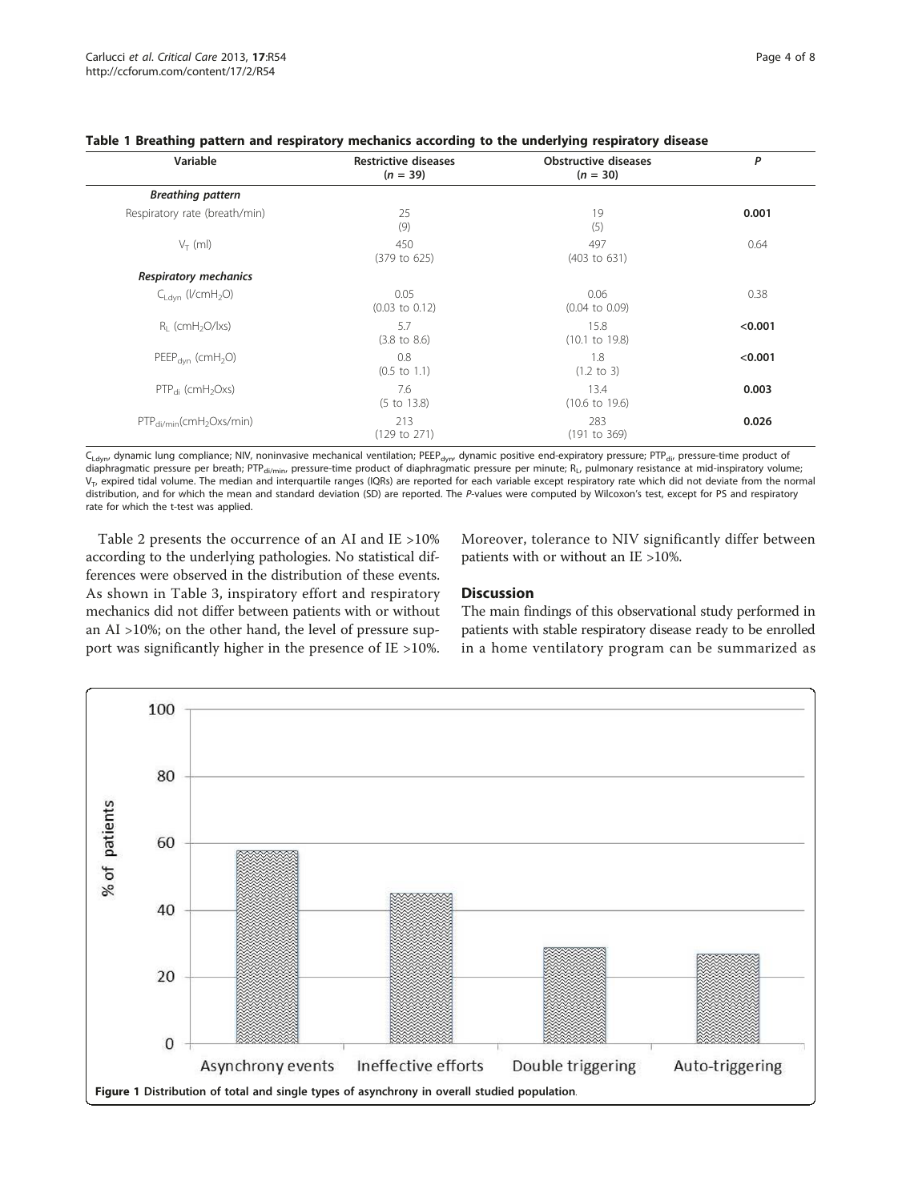**Table 1 Breathing pattern and respiratory mechanics according to the underlying respiratory disease**

| Variable | Restrictive diseases ($n$ = 39) | Obstructive diseases ($n$ = 30) | $P$ |
|---|---|---|---|
| ***Breathing pattern*** | | | |
| Respiratory rate (breath/min) | 25 (9) | 19 (5) | **0.001** |
| $V_T$ (ml) | 450 (379 to 625) | 497 (403 to 631) | 0.64 |
| ***Respiratory mechanics*** | | | |
| $C_{Ldyn}$ (l/cmH$_2$O) | 0.05 (0.03 to 0.12) | 0.06 (0.04 to 0.09) | 0.38 |
| $R_L$ (cmH$_2$O/lxs) | 5.7 (3.8 to 8.6) | 15.8 (10.1 to 19.8) | **<0.001** |
| $PEEP_{dyn}$ (cmH$_2$O) | 0.8 (0.5 to 1.1) | 1.8 (1.2 to 3) | **<0.001** |
| $PTP_{di}$ (cmH$_2$Oxs) | 7.6 (5 to 13.8) | 13.4 (10.6 to 19.6) | **0.003** |
| $PTP_{di/min}$(cmH$_2$Oxs/min) | 213 (129 to 271) | 283 (191 to 369) | **0.026** |

$C_{Ldyn}$, dynamic lung compliance; NIV, noninvasive mechanical ventilation; $PEEP_{dyn}$, dynamic positive end-expiratory pressure; $PTP_{di}$, pressure-time product of diaphragmatic pressure per breath; $PTP_{di/min}$, pressure-time product of diaphragmatic pressure per minute; $R_L$, pulmonary resistance at mid-inspiratory volume; $V_T$, expired tidal volume. The median and interquartile ranges (IQRs) are reported for each variable except respiratory rate which did not deviate from the normal distribution, and for which the mean and standard deviation (SD) are reported. The $P$-values were computed by Wilcoxon's test, except for PS and respiratory rate for which the t-test was applied.

Table 2 presents the occurrence of an AI and IE >10% according to the underlying pathologies. No statistical differences were observed in the distribution of these events. As shown in Table 3, inspiratory effort and respiratory mechanics did not differ between patients with or without an AI >10%; on the other hand, the level of pressure support was significantly higher in the presence of IE >10%. Moreover, tolerance to NIV significantly differ between patients with or without an IE >10%.

## Discussion

The main findings of this observational study performed in patients with stable respiratory disease ready to be enrolled in a home ventilatory program can be summarized as

**Figure 1 Distribution of total and single types of asynchrony in overall studied population**.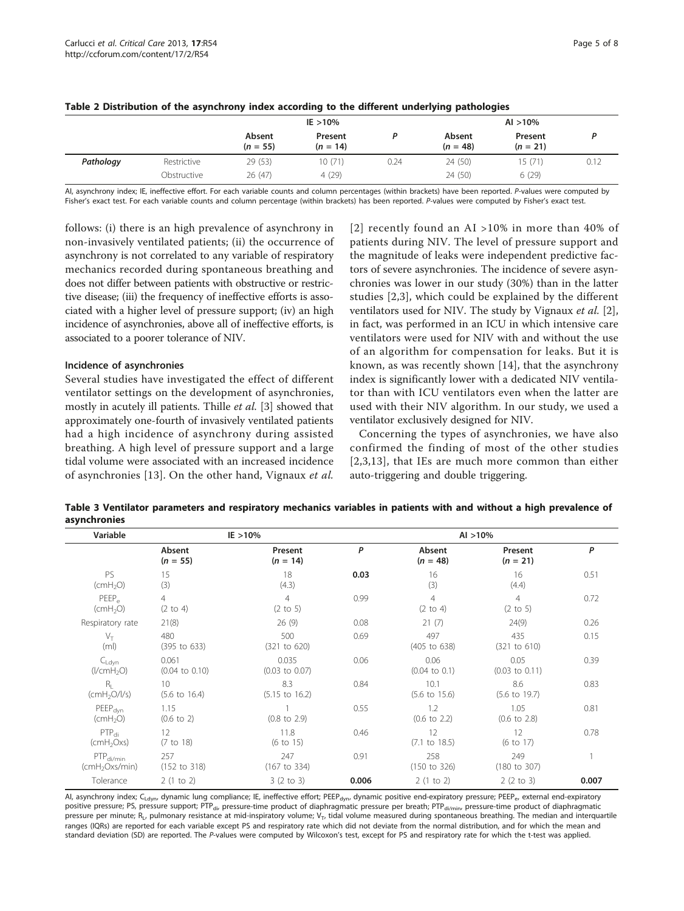**Table 2 Distribution of the asynchrony index according to the different underlying pathologies**

| | | IE >10% | | | AI >10% | | |
|---|---|---|---|---|---|---|---|
| | | Absent ($n$ = 55) | Present ($n$ = 14) | *P* | Absent ($n$ = 48) | Present ($n$ = 21) | *P* |
| ***Pathology*** | Restrictive | 29 (53) | 10 (71) | 0.24 | 24 (50) | 15 (71) | 0.12 |
| | Obstructive | 26 (47) | 4 (29) | | 24 (50) | 6 (29) | |

AI, asynchrony index; IE, ineffective effort. For each variable counts and column percentages (within brackets) have been reported. *P*-values were computed by Fisher's exact test. For each variable counts and column percentage (within brackets) has been reported. *P*-values were computed by Fisher's exact test.

follows: (i) there is an high prevalence of asynchrony in non-invasively ventilated patients; (ii) the occurrence of asynchrony is not correlated to any variable of respiratory mechanics recorded during spontaneous breathing and does not differ between patients with obstructive or restrictive disease; (iii) the frequency of ineffective efforts is associated with a higher level of pressure support; (iv) an high incidence of asynchronies, above all of ineffective efforts, is associated to a poorer tolerance of NIV.

#### Incidence of asynchronies

Several studies have investigated the effect of different ventilator settings on the development of asynchronies, mostly in acutely ill patients. Thille *et al.* [3] showed that approximately one-fourth of invasively ventilated patients had a high incidence of asynchrony during assisted breathing. A high level of pressure support and a large tidal volume were associated with an increased incidence of asynchronies [13]. On the other hand, Vignaux *et al.* [2] recently found an AI >10% in more than 40% of patients during NIV. The level of pressure support and the magnitude of leaks were independent predictive factors of severe asynchronies. The incidence of severe asynchronies was lower in our study (30%) than in the latter studies [2,3], which could be explained by the different ventilators used for NIV. The study by Vignaux *et al.* [2], in fact, was performed in an ICU in which intensive care ventilators were used for NIV with and without the use of an algorithm for compensation for leaks. But it is known, as was recently shown [14], that the asynchrony index is significantly lower with a dedicated NIV ventilator than with ICU ventilators even when the latter are used with their NIV algorithm. In our study, we used a ventilator exclusively designed for NIV.

Concerning the types of asynchronies, we have also confirmed the finding of most of the other studies [2,3,13], that IEs are much more common than either auto-triggering and double triggering.

**Table 3 Ventilator parameters and respiratory mechanics variables in patients with and without a high prevalence of asynchronies**

| Variable | IE >10% | | | AI >10% | | |
|---|---|---|---|---|---|---|
| | Absent ($n$ = 55) | Present ($n$ = 14) | *P* | Absent ($n$ = 48) | Present ($n$ = 21) | *P* |
| PS ($cmH_2O$) | 15 (3) | 18 (4.3) | **0.03** | 16 (3) | 16 (4.4) | 0.51 |
| $PEEP_e$ ($cmH_2O$) | 4 (2 to 4) | 4 (2 to 5) | 0.99 | 4 (2 to 4) | 4 (2 to 5) | 0.72 |
| Respiratory rate | 21(8) | 26 (9) | 0.08 | 21 (7) | 24(9) | 0.26 |
| $V_T$ (ml) | 480 (395 to 633) | 500 (321 to 620) | 0.69 | 497 (405 to 638) | 435 (321 to 610) | 0.15 |
| $C_{Ldyn}$ ($l/cmH_2O$) | 0.061 (0.04 to 0.10) | 0.035 (0.03 to 0.07) | 0.06 | 0.06 (0.04 to 0.1) | 0.05 (0.03 to 0.11) | 0.39 |
| $R_L$ ($cmH_2O/l/s$) | 10 (5.6 to 16.4) | 8.3 (5.15 to 16.2) | 0.84 | 10.1 (5.6 to 15.6) | 8.6 (5.6 to 19.7) | 0.83 |
| $PEEP_{dyn}$ ($cmH_2O$) | 1.15 (0.6 to 2) | 1 (0.8 to 2.9) | 0.55 | 1.2 (0.6 to 2.2) | 1.05 (0.6 to 2.8) | 0.81 |
| $PTP_{di}$ ($cmH_2Oxs$) | 12 (7 to 18) | 11.8 (6 to 15) | 0.46 | 12 (7.1 to 18.5) | 12 (6 to 17) | 0.78 |
| $PTP_{di/min}$ ($cmH_2Oxs/min$) | 257 (152 to 318) | 247 (167 to 334) | 0.91 | 258 (150 to 326) | 249 (180 to 307) | 1 |
| Tolerance | 2 (1 to 2) | 3 (2 to 3) | **0.006** | 2 (1 to 2) | 2 (2 to 3) | **0.007** |

AI, asynchrony index; $C_{Ldyn}$, dynamic lung compliance; IE, ineffective effort; $PEEP_{dyn}$, dynamic positive end-expiratory pressure; $PEEP_e$, external end-expiratory positive pressure; PS, pressure support; $PTP_{di}$, pressure-time product of diaphragmatic pressure per breath; $PTP_{di/min}$, pressure-time product of diaphragmatic pressure per minute; $R_L$, pulmonary resistance at mid-inspiratory volume; $V_T$, tidal volume measured during spontaneous breathing. The median and interquartile ranges (IQRs) are reported for each variable except PS and respiratory rate which did not deviate from the normal distribution, and for which the mean and standard deviation (SD) are reported. The *P*-values were computed by Wilcoxon's test, except for PS and respiratory rate for which the t-test was applied.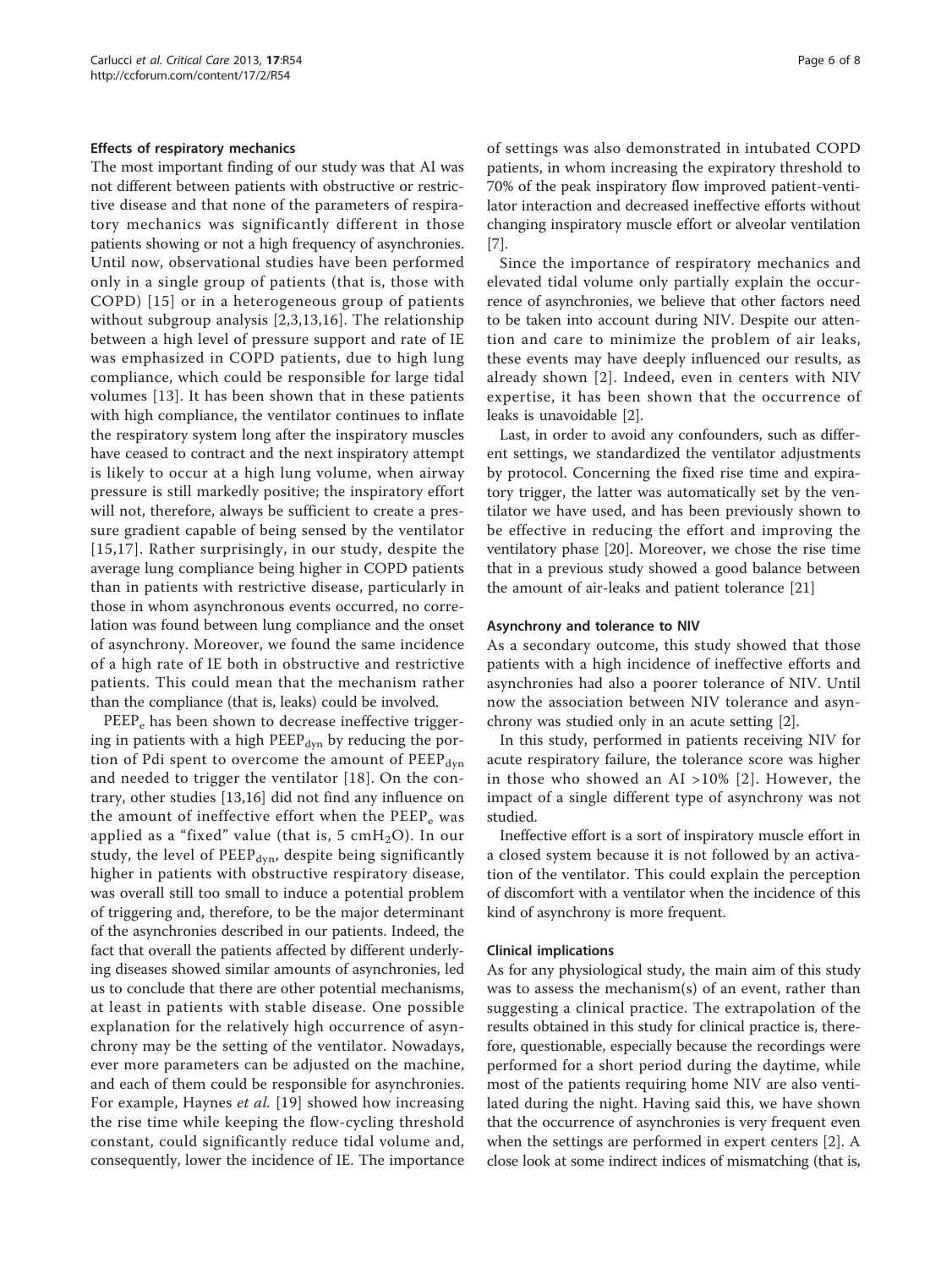#### Effects of respiratory mechanics

The most important finding of our study was that AI was not different between patients with obstructive or restrictive disease and that none of the parameters of respiratory mechanics was significantly different in those patients showing or not a high frequency of asynchronies. Until now, observational studies have been performed only in a single group of patients (that is, those with COPD) [15] or in a heterogeneous group of patients without subgroup analysis [2,3,13,16]. The relationship between a high level of pressure support and rate of IE was emphasized in COPD patients, due to high lung compliance, which could be responsible for large tidal volumes [13]. It has been shown that in these patients with high compliance, the ventilator continues to inflate the respiratory system long after the inspiratory muscles have ceased to contract and the next inspiratory attempt is likely to occur at a high lung volume, when airway pressure is still markedly positive; the inspiratory effort will not, therefore, always be sufficient to create a pressure gradient capable of being sensed by the ventilator [15,17]. Rather surprisingly, in our study, despite the average lung compliance being higher in COPD patients than in patients with restrictive disease, particularly in those in whom asynchronous events occurred, no correlation was found between lung compliance and the onset of asynchrony. Moreover, we found the same incidence of a high rate of IE both in obstructive and restrictive patients. This could mean that the mechanism rather than the compliance (that is, leaks) could be involved.

$PEEP_e$ has been shown to decrease ineffective triggering in patients with a high $PEEP_{dyn}$ by reducing the portion of Pdi spent to overcome the amount of $PEEP_{dyn}$ and needed to trigger the ventilator [18]. On the contrary, other studies [13,16] did not find any influence on the amount of ineffective effort when the $PEEP_e$ was applied as a "fixed" value (that is, 5 $cmH_2O$). In our study, the level of $PEEP_{dyn}$, despite being significantly higher in patients with obstructive respiratory disease, was overall still too small to induce a potential problem of triggering and, therefore, to be the major determinant of the asynchronies described in our patients. Indeed, the fact that overall the patients affected by different underlying diseases showed similar amounts of asynchronies, led us to conclude that there are other potential mechanisms, at least in patients with stable disease. One possible explanation for the relatively high occurrence of asynchrony may be the setting of the ventilator. Nowadays, ever more parameters can be adjusted on the machine, and each of them could be responsible for asynchronies. For example, Haynes *et al.* [19] showed how increasing the rise time while keeping the flow-cycling threshold constant, could significantly reduce tidal volume and, consequently, lower the incidence of IE. The importance of settings was also demonstrated in intubated COPD patients, in whom increasing the expiratory threshold to 70% of the peak inspiratory flow improved patient-ventilator interaction and decreased ineffective efforts without changing inspiratory muscle effort or alveolar ventilation [7].

Since the importance of respiratory mechanics and elevated tidal volume only partially explain the occurrence of asynchronies, we believe that other factors need to be taken into account during NIV. Despite our attention and care to minimize the problem of air leaks, these events may have deeply influenced our results, as already shown [2]. Indeed, even in centers with NIV expertise, it has been shown that the occurrence of leaks is unavoidable [2].

Last, in order to avoid any confounders, such as different settings, we standardized the ventilator adjustments by protocol. Concerning the fixed rise time and expiratory trigger, the latter was automatically set by the ventilator we have used, and has been previously shown to be effective in reducing the effort and improving the ventilatory phase [20]. Moreover, we chose the rise time that in a previous study showed a good balance between the amount of air-leaks and patient tolerance [21]

#### Asynchrony and tolerance to NIV

As a secondary outcome, this study showed that those patients with a high incidence of ineffective efforts and asynchronies had also a poorer tolerance of NIV. Until now the association between NIV tolerance and asynchrony was studied only in an acute setting [2].

In this study, performed in patients receiving NIV for acute respiratory failure, the tolerance score was higher in those who showed an AI >10% [2]. However, the impact of a single different type of asynchrony was not studied.

Ineffective effort is a sort of inspiratory muscle effort in a closed system because it is not followed by an activation of the ventilator. This could explain the perception of discomfort with a ventilator when the incidence of this kind of asynchrony is more frequent.

#### Clinical implications

As for any physiological study, the main aim of this study was to assess the mechanism(s) of an event, rather than suggesting a clinical practice. The extrapolation of the results obtained in this study for clinical practice is, therefore, questionable, especially because the recordings were performed for a short period during the daytime, while most of the patients requiring home NIV are also ventilated during the night. Having said this, we have shown that the occurrence of asynchronies is very frequent even when the settings are performed in expert centers [2]. A close look at some indirect indices of mismatching (that is,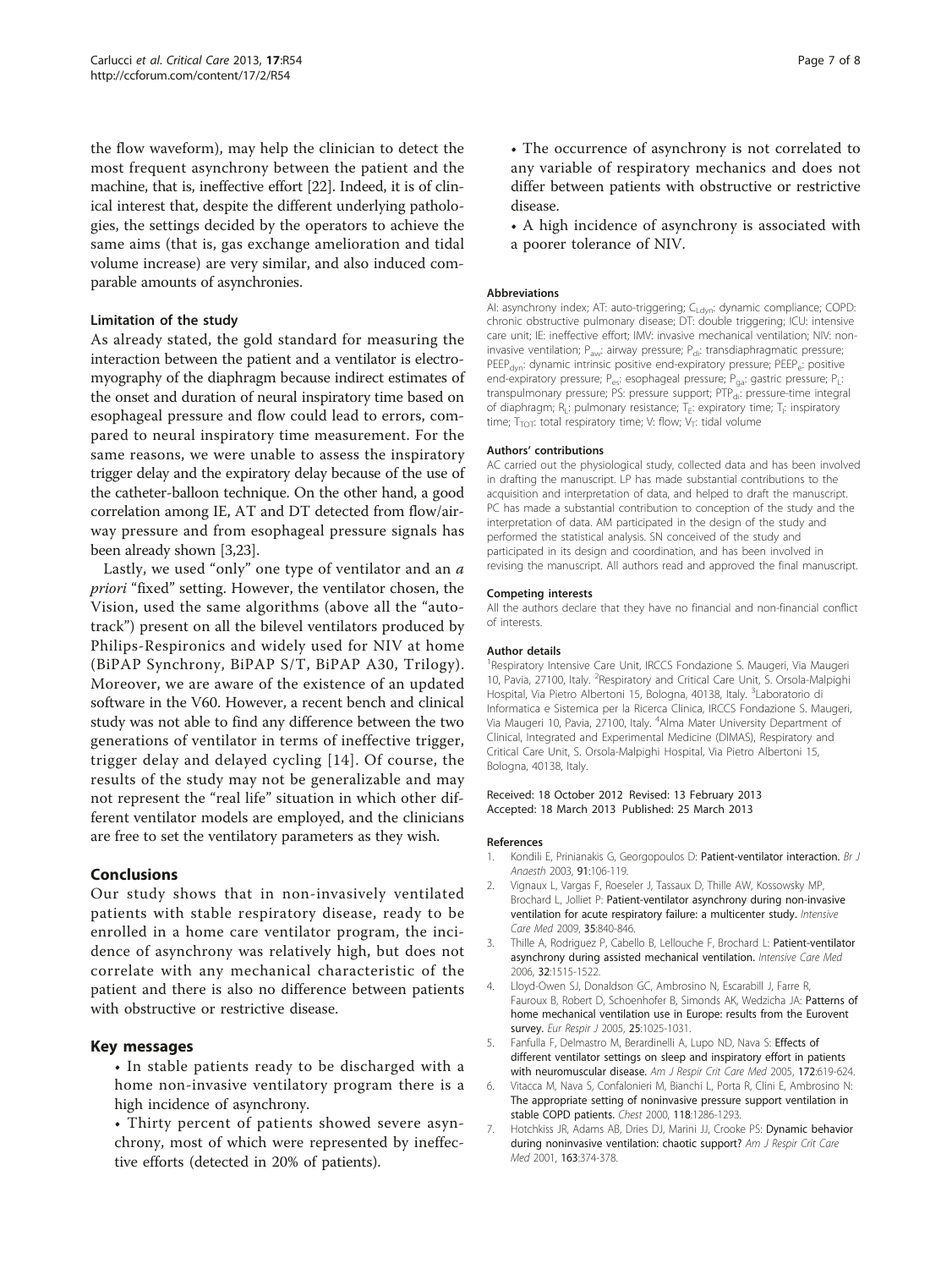the flow waveform), may help the clinician to detect the most frequent asynchrony between the patient and the machine, that is, ineffective effort [22]. Indeed, it is of clinical interest that, despite the different underlying pathologies, the settings decided by the operators to achieve the same aims (that is, gas exchange amelioration and tidal volume increase) are very similar, and also induced comparable amounts of asynchronies.

### Limitation of the study

As already stated, the gold standard for measuring the interaction between the patient and a ventilator is electromyography of the diaphragm because indirect estimates of the onset and duration of neural inspiratory time based on esophageal pressure and flow could lead to errors, compared to neural inspiratory time measurement. For the same reasons, we were unable to assess the inspiratory trigger delay and the expiratory delay because of the use of the catheter-balloon technique. On the other hand, a good correlation among IE, AT and DT detected from flow/airway pressure and from esophageal pressure signals has been already shown [3,23].

Lastly, we used "only" one type of ventilator and an *a priori* "fixed" setting. However, the ventilator chosen, the Vision, used the same algorithms (above all the "autotrack") present on all the bilevel ventilators produced by Philips-Respironics and widely used for NIV at home (BiPAP Synchrony, BiPAP S/T, BiPAP A30, Trilogy). Moreover, we are aware of the existence of an updated software in the V60. However, a recent bench and clinical study was not able to find any difference between the two generations of ventilator in terms of ineffective trigger, trigger delay and delayed cycling [14]. Of course, the results of the study may not be generalizable and may not represent the "real life" situation in which other different ventilator models are employed, and the clinicians are free to set the ventilatory parameters as they wish.

## Conclusions

Our study shows that in non-invasively ventilated patients with stable respiratory disease, ready to be enrolled in a home care ventilator program, the incidence of asynchrony was relatively high, but does not correlate with any mechanical characteristic of the patient and there is also no difference between patients with obstructive or restrictive disease.

## Key messages

- In stable patients ready to be discharged with a home non-invasive ventilatory program there is a high incidence of asynchrony.
- Thirty percent of patients showed severe asynchrony, most of which were represented by ineffective efforts (detected in 20% of patients).
- The occurrence of asynchrony is not correlated to any variable of respiratory mechanics and does not differ between patients with obstructive or restrictive disease.
- A high incidence of asynchrony is associated with a poorer tolerance of NIV.

#### Abbreviations

AI: asynchrony index; AT: auto-triggering; $C_{Ldyn}$: dynamic compliance; COPD: chronic obstructive pulmonary disease; DT: double triggering; ICU: intensive care unit; IE: ineffective effort; IMV: invasive mechanical ventilation; NIV: non-invasive ventilation; $P_{aw}$: airway pressure; $P_{di}$: transdiaphragmatic pressure; $PEEP_{dyn}$: dynamic intrinsic positive end-expiratory pressure; $PEEP_e$: positive end-expiratory pressure; $P_{es}$: esophageal pressure; $P_{ga}$: gastric pressure; $P_L$: transpulmonary pressure; PS: pressure support; $PTP_{di}$: pressure-time integral of diaphragm; $R_L$: pulmonary resistance; $T_E$: expiratory time; $T_I$: inspiratory time; $T_{TOT}$: total respiratory time; V: flow; $V_T$: tidal volume

#### Authors' contributions

AC carried out the physiological study, collected data and has been involved in drafting the manuscript. LP has made substantial contributions to the acquisition and interpretation of data, and helped to draft the manuscript. PC has made a substantial contribution to conception of the study and the interpretation of data. AM participated in the design of the study and performed the statistical analysis. SN conceived of the study and participated in its design and coordination, and has been involved in revising the manuscript. All authors read and approved the final manuscript.

#### Competing interests

All the authors declare that they have no financial and non-financial conflict of interests.

#### Author details

[1]Respiratory Intensive Care Unit, IRCCS Fondazione S. Maugeri, Via Maugeri 10, Pavia, 27100, Italy. [2]Respiratory and Critical Care Unit, S. Orsola-Malpighi Hospital, Via Pietro Albertoni 15, Bologna, 40138, Italy. [3]Laboratorio di Informatica e Sistemica per la Ricerca Clinica, IRCCS Fondazione S. Maugeri, Via Maugeri 10, Pavia, 27100, Italy. [4]Alma Mater University Department of Clinical, Integrated and Experimental Medicine (DIMAS), Respiratory and Critical Care Unit, S. Orsola-Malpighi Hospital, Via Pietro Albertoni 15, Bologna, 40138, Italy.

Received: 18 October 2012 Revised: 13 February 2013
Accepted: 18 March 2013 Published: 25 March 2013

#### References

1. Kondili E, Prinianakis G, Georgopoulos D: **Patient-ventilator interaction.** *Br J Anaesth* 2003, **91**:106-119.
2. Vignaux L, Vargas F, Roeseler J, Tassaux D, Thille AW, Kossowsky MP, Brochard L, Jolliet P: **Patient-ventilator asynchrony during non-invasive ventilation for acute respiratory failure: a multicenter study.** *Intensive Care Med* 2009, **35**:840-846.
3. Thille A, Rodriguez P, Cabello B, Lellouche F, Brochard L: **Patient-ventilator asynchrony during assisted mechanical ventilation.** *Intensive Care Med* 2006, **32**:1515-1522.
4. Lloyd-Owen SJ, Donaldson GC, Ambrosino N, Escarabill J, Farre R, Fauroux B, Robert D, Schoenhofer B, Simonds AK, Wedzicha JA: **Patterns of home mechanical ventilation use in Europe: results from the Eurovent survey.** *Eur Respir J* 2005, **25**:1025-1031.
5. Fanfulla F, Delmastro M, Berardinelli A, Lupo ND, Nava S: **Effects of different ventilator settings on sleep and inspiratory effort in patients with neuromuscular disease.** *Am J Respir Crit Care Med* 2005, **172**:619-624.
6. Vitacca M, Nava S, Confalonieri M, Bianchi L, Porta R, Clini E, Ambrosino N: **The appropriate setting of noninvasive pressure support ventilation in stable COPD patients.** *Chest* 2000, **118**:1286-1293.
7. Hotchkiss JR, Adams AB, Dries DJ, Marini JJ, Crooke PS: **Dynamic behavior during noninvasive ventilation: chaotic support?** *Am J Respir Crit Care Med* 2001, **163**:374-378.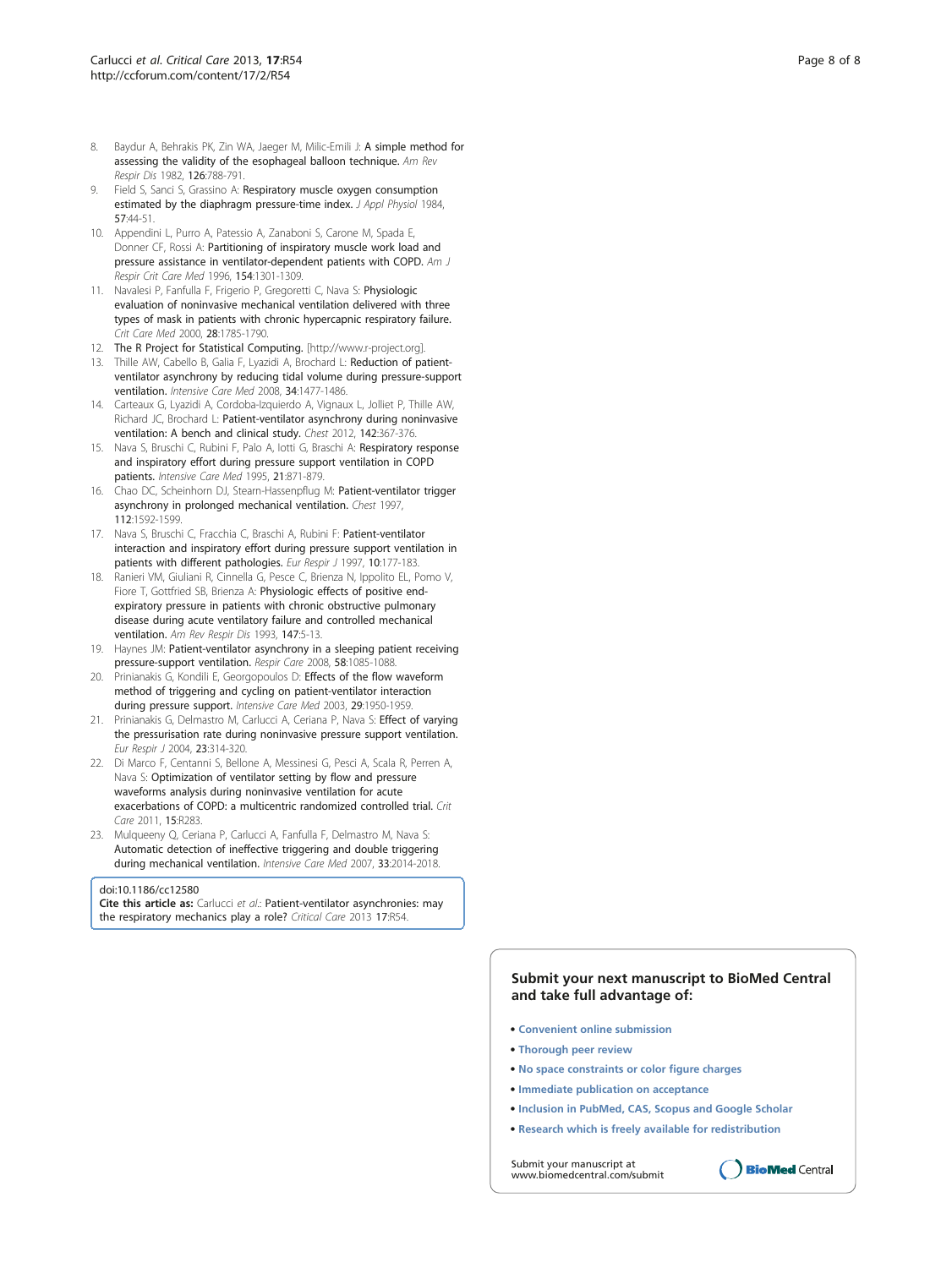8. Baydur A, Behrakis PK, Zin WA, Jaeger M, Milic-Emili J: **A simple method for assessing the validity of the esophageal balloon technique.** *Am Rev Respir Dis* 1982, **126**:788-791.
9. Field S, Sanci S, Grassino A: **Respiratory muscle oxygen consumption estimated by the diaphragm pressure-time index.** *J Appl Physiol* 1984, **57**:44-51.
10. Appendini L, Purro A, Patessio A, Zanaboni S, Carone M, Spada E, Donner CF, Rossi A: **Partitioning of inspiratory muscle work load and pressure assistance in ventilator-dependent patients with COPD.** *Am J Respir Crit Care Med* 1996, **154**:1301-1309.
11. Navalesi P, Fanfulla F, Frigerio P, Gregoretti C, Nava S: **Physiologic evaluation of noninvasive mechanical ventilation delivered with three types of mask in patients with chronic hypercapnic respiratory failure.** *Crit Care Med* 2000, **28**:1785-1790.
12. **The R Project for Statistical Computing.** [http://www.r-project.org].
13. Thille AW, Cabello B, Galia F, Lyazidi A, Brochard L: **Reduction of patient-ventilator asynchrony by reducing tidal volume during pressure-support ventilation.** *Intensive Care Med* 2008, **34**:1477-1486.
14. Carteaux G, Lyazidi A, Cordoba-Izquierdo A, Vignaux L, Jolliet P, Thille AW, Richard JC, Brochard L: **Patient-ventilator asynchrony during noninvasive ventilation: A bench and clinical study.** *Chest* 2012, **142**:367-376.
15. Nava S, Bruschi C, Rubini F, Palo A, Iotti G, Braschi A: **Respiratory response and inspiratory effort during pressure support ventilation in COPD patients.** *Intensive Care Med* 1995, **21**:871-879.
16. Chao DC, Scheinhorn DJ, Stearn-Hassenpflug M: **Patient-ventilator trigger asynchrony in prolonged mechanical ventilation.** *Chest* 1997, **112**:1592-1599.
17. Nava S, Bruschi C, Fracchia C, Braschi A, Rubini F: **Patient-ventilator interaction and inspiratory effort during pressure support ventilation in patients with different pathologies.** *Eur Respir J* 1997, **10**:177-183.
18. Ranieri VM, Giuliani R, Cinnella G, Pesce C, Brienza N, Ippolito EL, Pomo V, Fiore T, Gottfried SB, Brienza A: **Physiologic effects of positive end-expiratory pressure in patients with chronic obstructive pulmonary disease during acute ventilatory failure and controlled mechanical ventilation.** *Am Rev Respir Dis* 1993, **147**:5-13.
19. Haynes JM: **Patient-ventilator asynchrony in a sleeping patient receiving pressure-support ventilation.** *Respir Care* 2008, **58**:1085-1088.
20. Prinianakis G, Kondili E, Georgopoulos D: **Effects of the flow waveform method of triggering and cycling on patient-ventilator interaction during pressure support.** *Intensive Care Med* 2003, **29**:1950-1959.
21. Prinianakis G, Delmastro M, Carlucci A, Ceriana P, Nava S: **Effect of varying the pressurisation rate during noninvasive pressure support ventilation.** *Eur Respir J* 2004, **23**:314-320.
22. Di Marco F, Centanni S, Bellone A, Messinesi G, Pesci A, Scala R, Perren A, Nava S: **Optimization of ventilator setting by flow and pressure waveforms analysis during noninvasive ventilation for acute exacerbations of COPD: a multicentric randomized controlled trial.** *Crit Care* 2011, **15**:R283.
23. Mulqueeny Q, Ceriana P, Carlucci A, Fanfulla F, Delmastro M, Nava S: **Automatic detection of ineffective triggering and double triggering during mechanical ventilation.** *Intensive Care Med* 2007, **33**:2014-2018.

doi:10.1186/cc12580

**Cite this article as:** Carlucci *et al.*: Patient-ventilator asynchronies: may the respiratory mechanics play a role? *Critical Care* 2013 **17**:R54.

**Submit your next manuscript to BioMed Central and take full advantage of:**

- Convenient online submission
- Thorough peer review
- No space constraints or color figure charges
- Immediate publication on acceptance
- Inclusion in PubMed, CAS, Scopus and Google Scholar
- Research which is freely available for redistribution

Submit your manuscript at www.biomedcentral.com/submit

BioMed Central